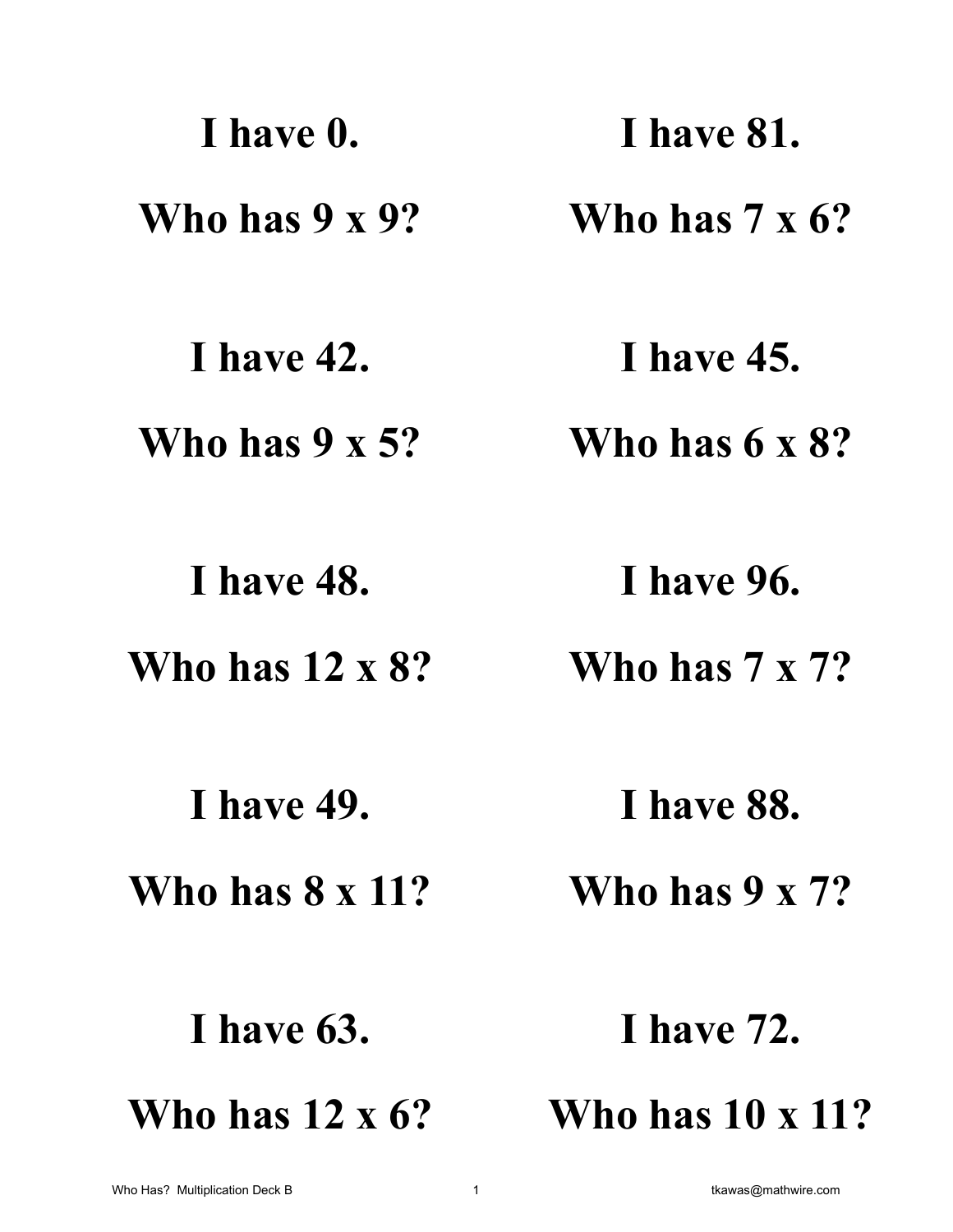**I have 0.**

**Who has 9 x 9?**

**I have 81.**

**Who has 7 x 6?**

**I have 42.**

**Who has 9 x 5?**

**I have 45.**

**Who has 6 x 8?**

**I have 48.**

**Who has 12 x 8?**

**I have 96.**

**Who has 7 x 7?**

**I have 49.**

**Who has 8 x 11?**

**I have 88.**

**Who has 9 x 7?**

**I have 63.**

**Who has 12 x 6?**

**I have 72.**

**Who has 10 x 11?**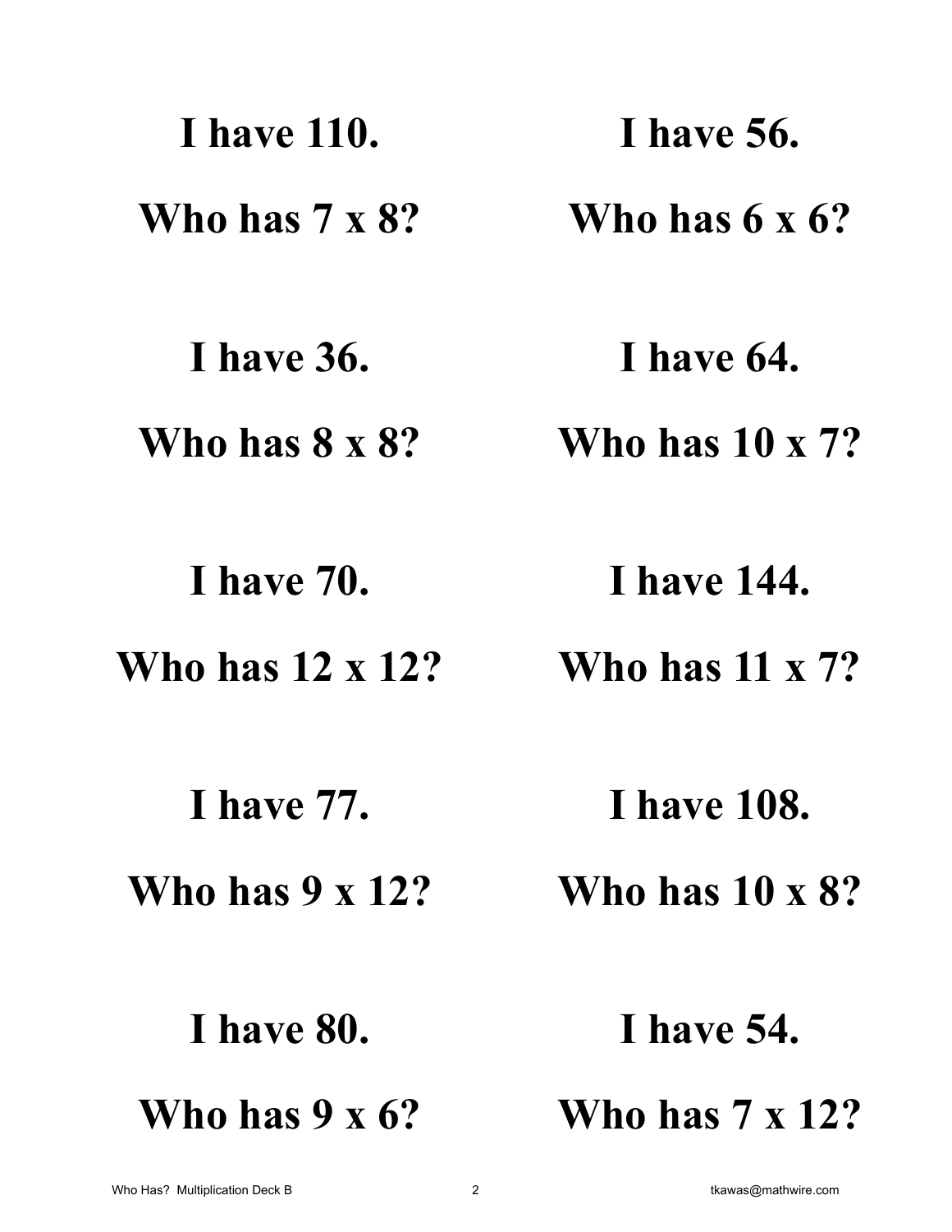**I have 110.**

**Who has 7 x 8?**

**I have 56.**

**Who has 6 x 6?**

**I have 36.**

**Who has 8 x 8?**

**I have 64.**

**Who has 10 x 7?**

**I have 70.**

**Who has 12 x 12?**

**I have 144.**

**Who has 11 x 7?**

**I have 77.**

**Who has 9 x 12?**

**I have 108.**

**Who has 10 x 8?**

**I have 80.**

**Who has 9 x 6?**

**I have 54.**

**Who has 7 x 12?**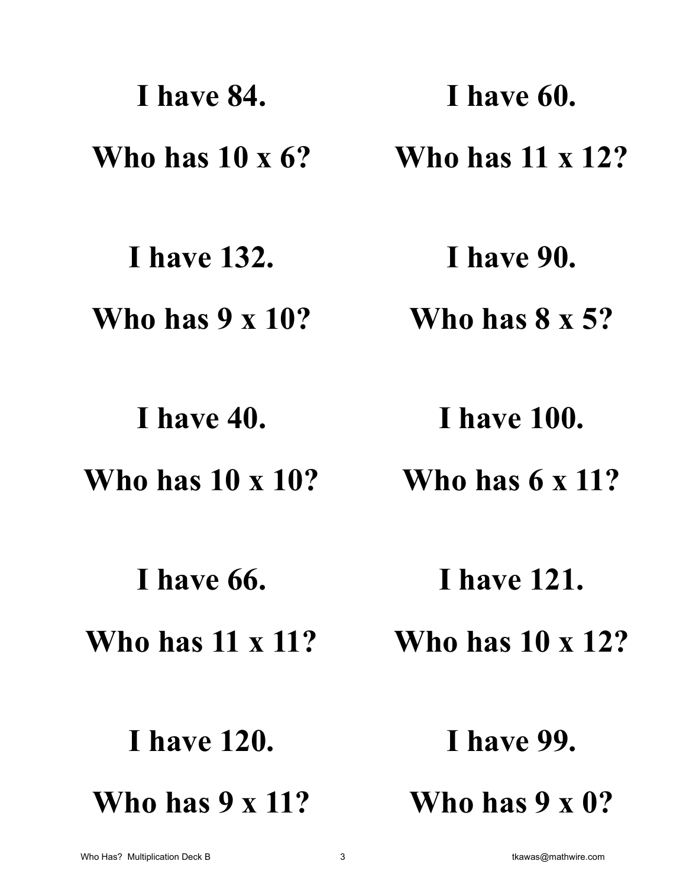**I have 84.**

**Who has 10 x 6?**

**I have 60.**

**Who has 11 x 12?**

**I have 132.**

**Who has 9 x 10?**

**I have 90.**

**Who has 8 x 5?**

**I have 40.**

**Who has 10 x 10?**

**I have 100.**

**Who has 6 x 11?**

**I have 66.**

**Who has 11 x 11?**

**I have 121.**

**Who has 10 x 12?**

**I have 120.**

**Who has 9 x 11?**

**I have 99.**

**Who has 9 x 0?**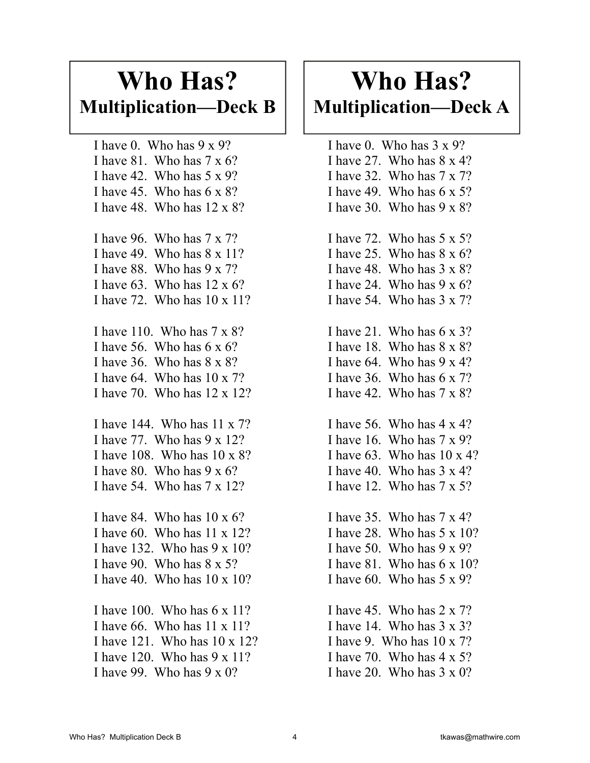# Who Has?
## Multiplication—Deck B

I have 0. Who has 9 x 9?
I have 81. Who has 7 x 6?
I have 42. Who has 5 x 9?
I have 45. Who has 6 x 8?
I have 48. Who has 12 x 8?

I have 96. Who has 7 x 7?
I have 49. Who has 8 x 11?
I have 88. Who has 9 x 7?
I have 63. Who has 12 x 6?
I have 72. Who has 10 x 11?

I have 110. Who has 7 x 8?
I have 56. Who has 6 x 6?
I have 36. Who has 8 x 8?
I have 64. Who has 10 x 7?
I have 70. Who has 12 x 12?

I have 144. Who has 11 x 7?
I have 77. Who has 9 x 12?
I have 108. Who has 10 x 8?
I have 80. Who has 9 x 6?
I have 54. Who has 7 x 12?

I have 84. Who has 10 x 6?
I have 60. Who has 11 x 12?
I have 132. Who has 9 x 10?
I have 90. Who has 8 x 5?
I have 40. Who has 10 x 10?

I have 100. Who has 6 x 11?
I have 66. Who has 11 x 11?
I have 121. Who has 10 x 12?
I have 120. Who has 9 x 11?
I have 99. Who has 9 x 0?

# Who Has?
## Multiplication—Deck A

I have 0. Who has 3 x 9?
I have 27. Who has 8 x 4?
I have 32. Who has 7 x 7?
I have 49. Who has 6 x 5?
I have 30. Who has 9 x 8?

I have 72. Who has 5 x 5?
I have 25. Who has 8 x 6?
I have 48. Who has 3 x 8?
I have 24. Who has 9 x 6?
I have 54. Who has 3 x 7?

I have 21. Who has 6 x 3?
I have 18. Who has 8 x 8?
I have 64. Who has 9 x 4?
I have 36. Who has 6 x 7?
I have 42. Who has 7 x 8?

I have 56. Who has 4 x 4?
I have 16. Who has 7 x 9?
I have 63. Who has 10 x 4?
I have 40. Who has 3 x 4?
I have 12. Who has 7 x 5?

I have 35. Who has 7 x 4?
I have 28. Who has 5 x 10?
I have 50. Who has 9 x 9?
I have 81. Who has 6 x 10?
I have 60. Who has 5 x 9?

I have 45. Who has 2 x 7?
I have 14. Who has 3 x 3?
I have 9. Who has 10 x 7?
I have 70. Who has 4 x 5?
I have 20. Who has 3 x 0?